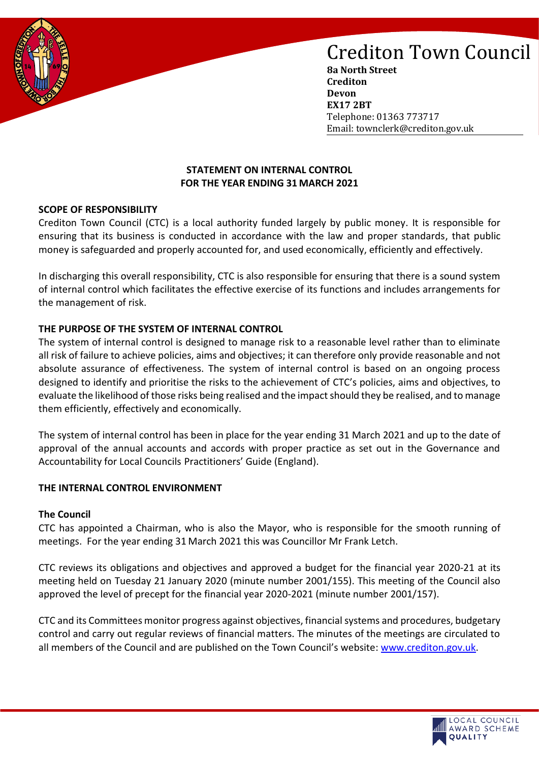# Crediton Town Council

**8a North Street**
**Crediton**
**Devon**
**EX17 2BT**
Telephone: 01363 773717
Email: townclerk@crediton.gov.uk

## STATEMENT ON INTERNAL CONTROL
## FOR THE YEAR ENDING 31 MARCH 2021

### SCOPE OF RESPONSIBILITY

Crediton Town Council (CTC) is a local authority funded largely by public money. It is responsible for ensuring that its business is conducted in accordance with the law and proper standards, that public money is safeguarded and properly accounted for, and used economically, efficiently and effectively.

In discharging this overall responsibility, CTC is also responsible for ensuring that there is a sound system of internal control which facilitates the effective exercise of its functions and includes arrangements for the management of risk.

### THE PURPOSE OF THE SYSTEM OF INTERNAL CONTROL

The system of internal control is designed to manage risk to a reasonable level rather than to eliminate all risk of failure to achieve policies, aims and objectives; it can therefore only provide reasonable and not absolute assurance of effectiveness. The system of internal control is based on an ongoing process designed to identify and prioritise the risks to the achievement of CTC's policies, aims and objectives, to evaluate the likelihood of those risks being realised and the impact should they be realised, and to manage them efficiently, effectively and economically.

The system of internal control has been in place for the year ending 31 March 2021 and up to the date of approval of the annual accounts and accords with proper practice as set out in the Governance and Accountability for Local Councils Practitioners' Guide (England).

### THE INTERNAL CONTROL ENVIRONMENT

#### The Council

CTC has appointed a Chairman, who is also the Mayor, who is responsible for the smooth running of meetings. For the year ending 31 March 2021 this was Councillor Mr Frank Letch.

CTC reviews its obligations and objectives and approved a budget for the financial year 2020-21 at its meeting held on Tuesday 21 January 2020 (minute number 2001/155). This meeting of the Council also approved the level of precept for the financial year 2020-2021 (minute number 2001/157).

CTC and its Committees monitor progress against objectives, financial systems and procedures, budgetary control and carry out regular reviews of financial matters. The minutes of the meetings are circulated to all members of the Council and are published on the Town Council's website: [www.crediton.gov.uk](www.crediton.gov.uk).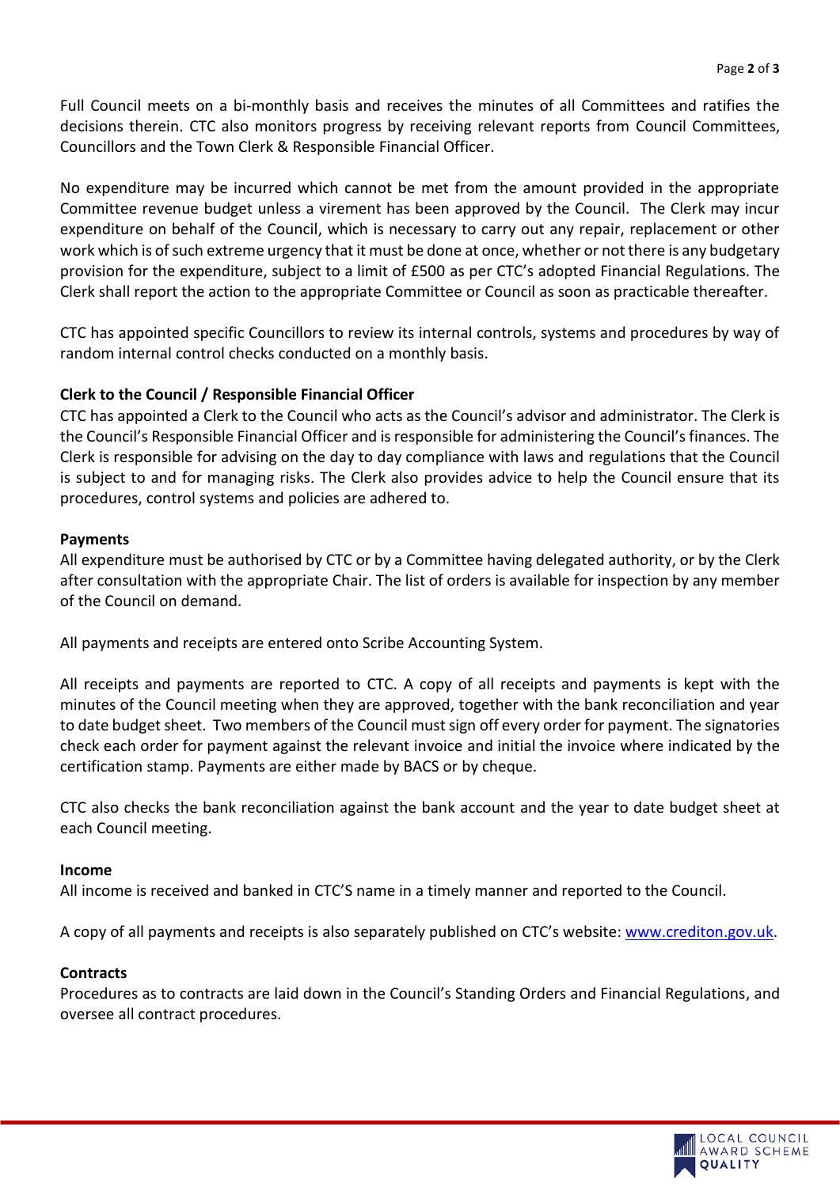Full Council meets on a bi-monthly basis and receives the minutes of all Committees and ratifies the decisions therein. CTC also monitors progress by receiving relevant reports from Council Committees, Councillors and the Town Clerk & Responsible Financial Officer.

No expenditure may be incurred which cannot be met from the amount provided in the appropriate Committee revenue budget unless a virement has been approved by the Council. The Clerk may incur expenditure on behalf of the Council, which is necessary to carry out any repair, replacement or other work which is of such extreme urgency that it must be done at once, whether or not there is any budgetary provision for the expenditure, subject to a limit of £500 as per CTC's adopted Financial Regulations. The Clerk shall report the action to the appropriate Committee or Council as soon as practicable thereafter.

CTC has appointed specific Councillors to review its internal controls, systems and procedures by way of random internal control checks conducted on a monthly basis.

**Clerk to the Council / Responsible Financial Officer**

CTC has appointed a Clerk to the Council who acts as the Council's advisor and administrator. The Clerk is the Council's Responsible Financial Officer and is responsible for administering the Council's finances. The Clerk is responsible for advising on the day to day compliance with laws and regulations that the Council is subject to and for managing risks. The Clerk also provides advice to help the Council ensure that its procedures, control systems and policies are adhered to.

**Payments**

All expenditure must be authorised by CTC or by a Committee having delegated authority, or by the Clerk after consultation with the appropriate Chair. The list of orders is available for inspection by any member of the Council on demand.

All payments and receipts are entered onto Scribe Accounting System.

All receipts and payments are reported to CTC. A copy of all receipts and payments is kept with the minutes of the Council meeting when they are approved, together with the bank reconciliation and year to date budget sheet. Two members of the Council must sign off every order for payment. The signatories check each order for payment against the relevant invoice and initial the invoice where indicated by the certification stamp. Payments are either made by BACS or by cheque.

CTC also checks the bank reconciliation against the bank account and the year to date budget sheet at each Council meeting.

**Income**

All income is received and banked in CTC'S name in a timely manner and reported to the Council.

A copy of all payments and receipts is also separately published on CTC's website: [www.crediton.gov.uk](http://www.crediton.gov.uk).

**Contracts**

Procedures as to contracts are laid down in the Council's Standing Orders and Financial Regulations, and oversee all contract procedures.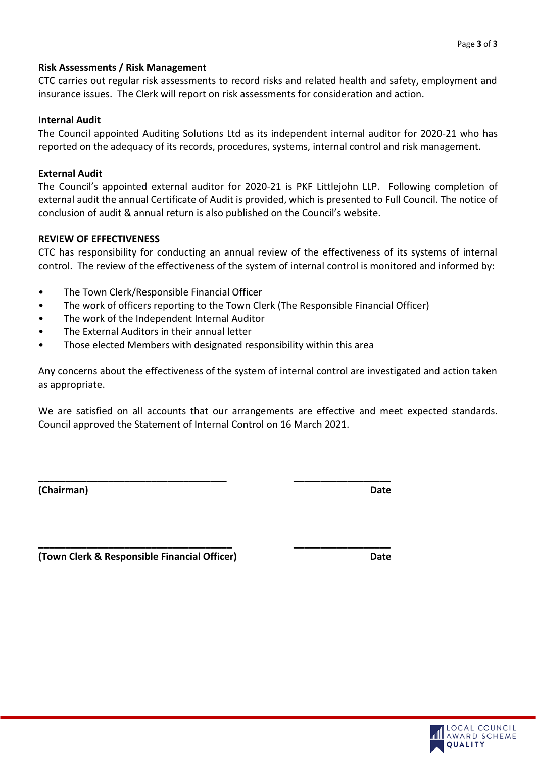## Risk Assessments / Risk Management

CTC carries out regular risk assessments to record risks and related health and safety, employment and insurance issues. The Clerk will report on risk assessments for consideration and action.

## Internal Audit

The Council appointed Auditing Solutions Ltd as its independent internal auditor for 2020-21 who has reported on the adequacy of its records, procedures, systems, internal control and risk management.

## External Audit

The Council's appointed external auditor for 2020-21 is PKF Littlejohn LLP. Following completion of external audit the annual Certificate of Audit is provided, which is presented to Full Council. The notice of conclusion of audit & annual return is also published on the Council's website.

## REVIEW OF EFFECTIVENESS

CTC has responsibility for conducting an annual review of the effectiveness of its systems of internal control. The review of the effectiveness of the system of internal control is monitored and informed by:

- The Town Clerk/Responsible Financial Officer
- The work of officers reporting to the Town Clerk (The Responsible Financial Officer)
- The work of the Independent Internal Auditor
- The External Auditors in their annual letter
- Those elected Members with designated responsibility within this area

Any concerns about the effectiveness of the system of internal control are investigated and action taken as appropriate.

We are satisfied on all accounts that our arrangements are effective and meet expected standards. Council approved the Statement of Internal Control on 16 March 2021.

\_\_\_\_\_\_\_\_\_\_\_\_\_\_\_\_\_\_\_\_\_\_\_\_\_\_\_\_\_\_\_\_\_\_\_\_ \_\_\_\_\_\_\_\_\_\_\_\_\_\_\_\_\_\_

**(Chairman)** **Date**

\_\_\_\_\_\_\_\_\_\_\_\_\_\_\_\_\_\_\_\_\_\_\_\_\_\_\_\_\_\_\_\_\_\_\_\_ \_\_\_\_\_\_\_\_\_\_\_\_\_\_\_\_\_\_

**(Town Clerk & Responsible Financial Officer)** **Date**

LOCAL COUNCIL AWARD SCHEME QUALITY